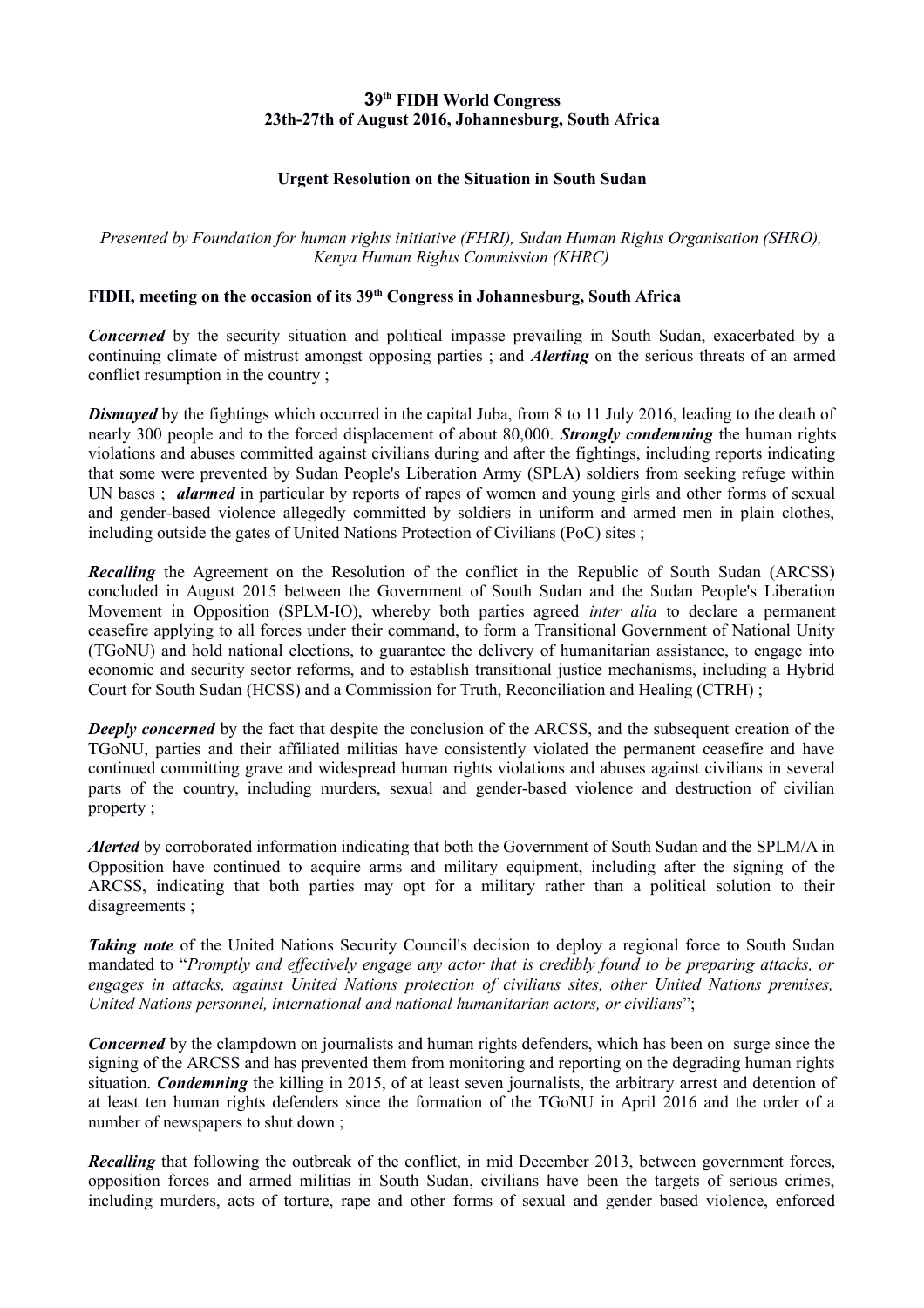**39th FIDH World Congress**
**23th-27th of August 2016, Johannesburg, South Africa**

**Urgent Resolution on the Situation in South Sudan**

*Presented by Foundation for human rights initiative (FHRI), Sudan Human Rights Organisation (SHRO), Kenya Human Rights Commission (KHRC)*

**FIDH, meeting on the occasion of its 39th Congress in Johannesburg, South Africa**

***Concerned*** by the security situation and political impasse prevailing in South Sudan, exacerbated by a continuing climate of mistrust amongst opposing parties ; and ***Alerting*** on the serious threats of an armed conflict resumption in the country ;

***Dismayed*** by the fightings which occurred in the capital Juba, from 8 to 11 July 2016, leading to the death of nearly 300 people and to the forced displacement of about 80,000. ***Strongly condemning*** the human rights violations and abuses committed against civilians during and after the fightings, including reports indicating that some were prevented by Sudan People's Liberation Army (SPLA) soldiers from seeking refuge within UN bases ; ***alarmed*** in particular by reports of rapes of women and young girls and other forms of sexual and gender-based violence allegedly committed by soldiers in uniform and armed men in plain clothes, including outside the gates of United Nations Protection of Civilians (PoC) sites ;

***Recalling*** the Agreement on the Resolution of the conflict in the Republic of South Sudan (ARCSS) concluded in August 2015 between the Government of South Sudan and the Sudan People's Liberation Movement in Opposition (SPLM-IO), whereby both parties agreed *inter alia* to declare a permanent ceasefire applying to all forces under their command, to form a Transitional Government of National Unity (TGoNU) and hold national elections, to guarantee the delivery of humanitarian assistance, to engage into economic and security sector reforms, and to establish transitional justice mechanisms, including a Hybrid Court for South Sudan (HCSS) and a Commission for Truth, Reconciliation and Healing (CTRH) ;

***Deeply concerned*** by the fact that despite the conclusion of the ARCSS, and the subsequent creation of the TGoNU, parties and their affiliated militias have consistently violated the permanent ceasefire and have continued committing grave and widespread human rights violations and abuses against civilians in several parts of the country, including murders, sexual and gender-based violence and destruction of civilian property ;

***Alerted*** by corroborated information indicating that both the Government of South Sudan and the SPLM/A in Opposition have continued to acquire arms and military equipment, including after the signing of the ARCSS, indicating that both parties may opt for a military rather than a political solution to their disagreements ;

***Taking note*** of the United Nations Security Council's decision to deploy a regional force to South Sudan mandated to "*Promptly and effectively engage any actor that is credibly found to be preparing attacks, or engages in attacks, against United Nations protection of civilians sites, other United Nations premises, United Nations personnel, international and national humanitarian actors, or civilians*";

***Concerned*** by the clampdown on journalists and human rights defenders, which has been on surge since the signing of the ARCSS and has prevented them from monitoring and reporting on the degrading human rights situation. ***Condemning*** the killing in 2015, of at least seven journalists, the arbitrary arrest and detention of at least ten human rights defenders since the formation of the TGoNU in April 2016 and the order of a number of newspapers to shut down ;

***Recalling*** that following the outbreak of the conflict, in mid December 2013, between government forces, opposition forces and armed militias in South Sudan, civilians have been the targets of serious crimes, including murders, acts of torture, rape and other forms of sexual and gender based violence, enforced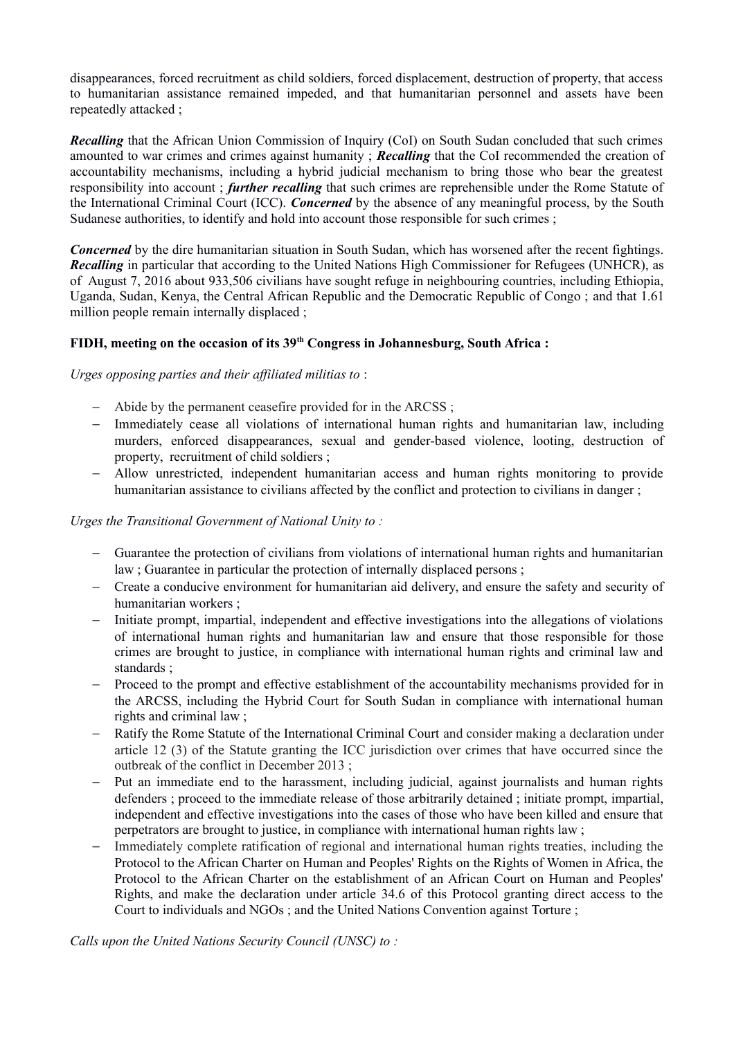disappearances, forced recruitment as child soldiers, forced displacement, destruction of property, that access to humanitarian assistance remained impeded, and that humanitarian personnel and assets have been repeatedly attacked ;

***Recalling*** that the African Union Commission of Inquiry (CoI) on South Sudan concluded that such crimes amounted to war crimes and crimes against humanity ; ***Recalling*** that the CoI recommended the creation of accountability mechanisms, including a hybrid judicial mechanism to bring those who bear the greatest responsibility into account ; ***further recalling*** that such crimes are reprehensible under the Rome Statute of the International Criminal Court (ICC). ***Concerned*** by the absence of any meaningful process, by the South Sudanese authorities, to identify and hold into account those responsible for such crimes ;

***Concerned*** by the dire humanitarian situation in South Sudan, which has worsened after the recent fightings. ***Recalling*** in particular that according to the United Nations High Commissioner for Refugees (UNHCR), as of August 7, 2016 about 933,506 civilians have sought refuge in neighbouring countries, including Ethiopia, Uganda, Sudan, Kenya, the Central African Republic and the Democratic Republic of Congo ; and that 1.61 million people remain internally displaced ;

**FIDH, meeting on the occasion of its 39th Congress in Johannesburg, South Africa :**

*Urges opposing parties and their affiliated militias to* :

- Abide by the permanent ceasefire provided for in the ARCSS ;
- Immediately cease all violations of international human rights and humanitarian law, including murders, enforced disappearances, sexual and gender-based violence, looting, destruction of property, recruitment of child soldiers ;
- Allow unrestricted, independent humanitarian access and human rights monitoring to provide humanitarian assistance to civilians affected by the conflict and protection to civilians in danger ;

*Urges the Transitional Government of National Unity to :*

- Guarantee the protection of civilians from violations of international human rights and humanitarian law ; Guarantee in particular the protection of internally displaced persons ;
- Create a conducive environment for humanitarian aid delivery, and ensure the safety and security of humanitarian workers ;
- Initiate prompt, impartial, independent and effective investigations into the allegations of violations of international human rights and humanitarian law and ensure that those responsible for those crimes are brought to justice, in compliance with international human rights and criminal law and standards ;
- Proceed to the prompt and effective establishment of the accountability mechanisms provided for in the ARCSS, including the Hybrid Court for South Sudan in compliance with international human rights and criminal law ;
- Ratify the Rome Statute of the International Criminal Court and consider making a declaration under article 12 (3) of the Statute granting the ICC jurisdiction over crimes that have occurred since the outbreak of the conflict in December 2013 ;
- Put an immediate end to the harassment, including judicial, against journalists and human rights defenders ; proceed to the immediate release of those arbitrarily detained ; initiate prompt, impartial, independent and effective investigations into the cases of those who have been killed and ensure that perpetrators are brought to justice, in compliance with international human rights law ;
- Immediately complete ratification of regional and international human rights treaties, including the Protocol to the African Charter on Human and Peoples' Rights on the Rights of Women in Africa, the Protocol to the African Charter on the establishment of an African Court on Human and Peoples' Rights, and make the declaration under article 34.6 of this Protocol granting direct access to the Court to individuals and NGOs ; and the United Nations Convention against Torture ;

*Calls upon the United Nations Security Council (UNSC) to :*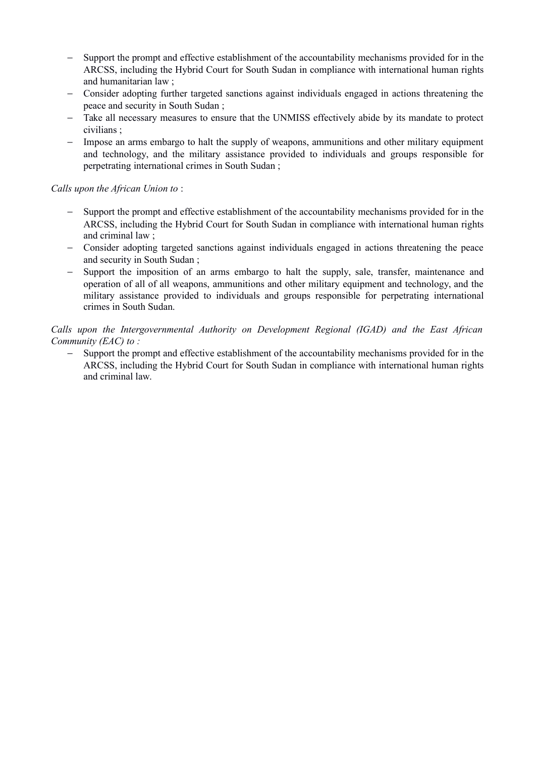- Support the prompt and effective establishment of the accountability mechanisms provided for in the ARCSS, including the Hybrid Court for South Sudan in compliance with international human rights and humanitarian law ;
- Consider adopting further targeted sanctions against individuals engaged in actions threatening the peace and security in South Sudan ;
- Take all necessary measures to ensure that the UNMISS effectively abide by its mandate to protect civilians ;
- Impose an arms embargo to halt the supply of weapons, ammunitions and other military equipment and technology, and the military assistance provided to individuals and groups responsible for perpetrating international crimes in South Sudan ;

*Calls upon the African Union to* :

- Support the prompt and effective establishment of the accountability mechanisms provided for in the ARCSS, including the Hybrid Court for South Sudan in compliance with international human rights and criminal law ;
- Consider adopting targeted sanctions against individuals engaged in actions threatening the peace and security in South Sudan ;
- Support the imposition of an arms embargo to halt the supply, sale, transfer, maintenance and operation of all of all weapons, ammunitions and other military equipment and technology, and the military assistance provided to individuals and groups responsible for perpetrating international crimes in South Sudan.

*Calls upon the Intergovernmental Authority on Development Regional (IGAD) and the East African Community (EAC) to :*

- Support the prompt and effective establishment of the accountability mechanisms provided for in the ARCSS, including the Hybrid Court for South Sudan in compliance with international human rights and criminal law.